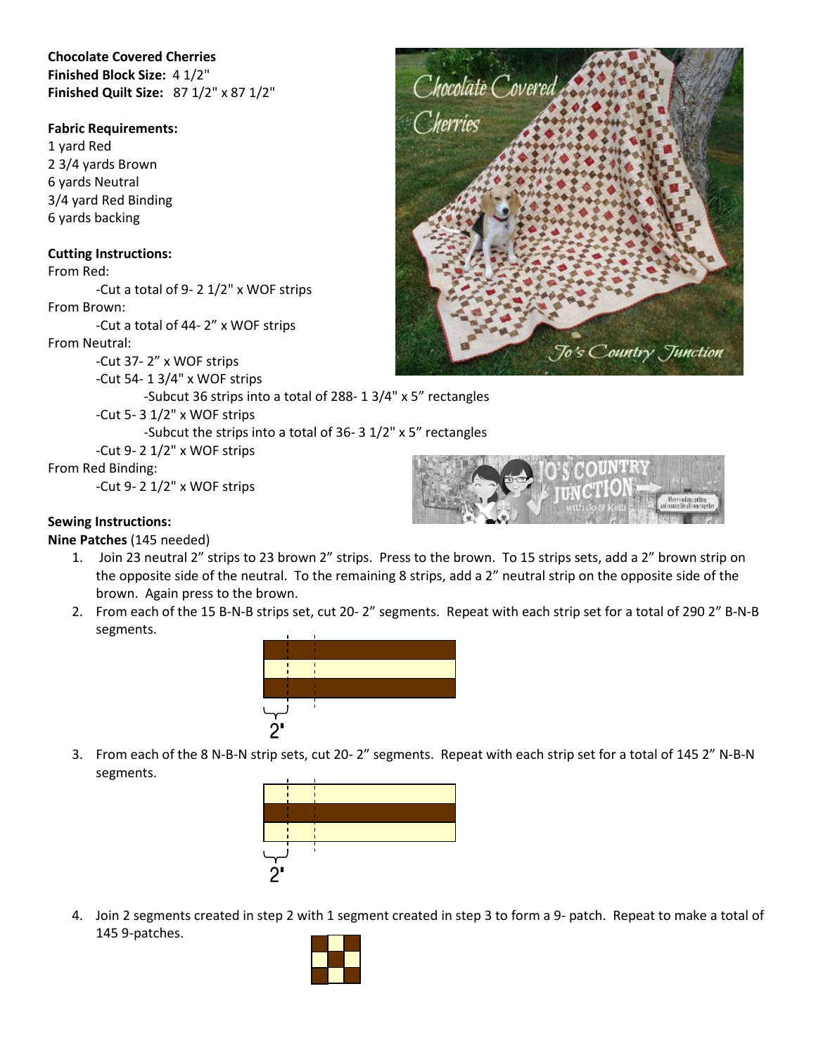**Chocolate Covered Cherries**
**Finished Block Size:** 4 1/2"
**Finished Quilt Size:** 87 1/2" x 87 1/2"

**Fabric Requirements:**
1 yard Red
2 3/4 yards Brown
6 yards Neutral
3/4 yard Red Binding
6 yards backing

**Cutting Instructions:**
From Red:
- Cut a total of 9- 2 1/2" x WOF strips

From Brown:
- Cut a total of 44- 2" x WOF strips

From Neutral:
- Cut 37- 2" x WOF strips
- Cut 54- 1 3/4" x WOF strips
  - Subcut 36 strips into a total of 288- 1 3/4" x 5" rectangles
- Cut 5- 3 1/2" x WOF strips
  - Subcut the strips into a total of 36- 3 1/2" x 5" rectangles
- Cut 9- 2 1/2" x WOF strips

From Red Binding:
- Cut 9- 2 1/2" x WOF strips

**Sewing Instructions:**
**Nine Patches** (145 needed)

1. Join 23 neutral 2" strips to 23 brown 2" strips. Press to the brown. To 15 strips sets, add a 2" brown strip on the opposite side of the neutral. To the remaining 8 strips, add a 2" neutral strip on the opposite side of the brown. Again press to the brown.
2. From each of the 15 B-N-B strips set, cut 20- 2" segments. Repeat with each strip set for a total of 290 2" B-N-B segments.

   2"

3. From each of the 8 N-B-N strip sets, cut 20- 2" segments. Repeat with each strip set for a total of 145 2" N-B-N segments.

   2"

4. Join 2 segments created in step 2 with 1 segment created in step 3 to form a 9- patch. Repeat to make a total of 145 9-patches.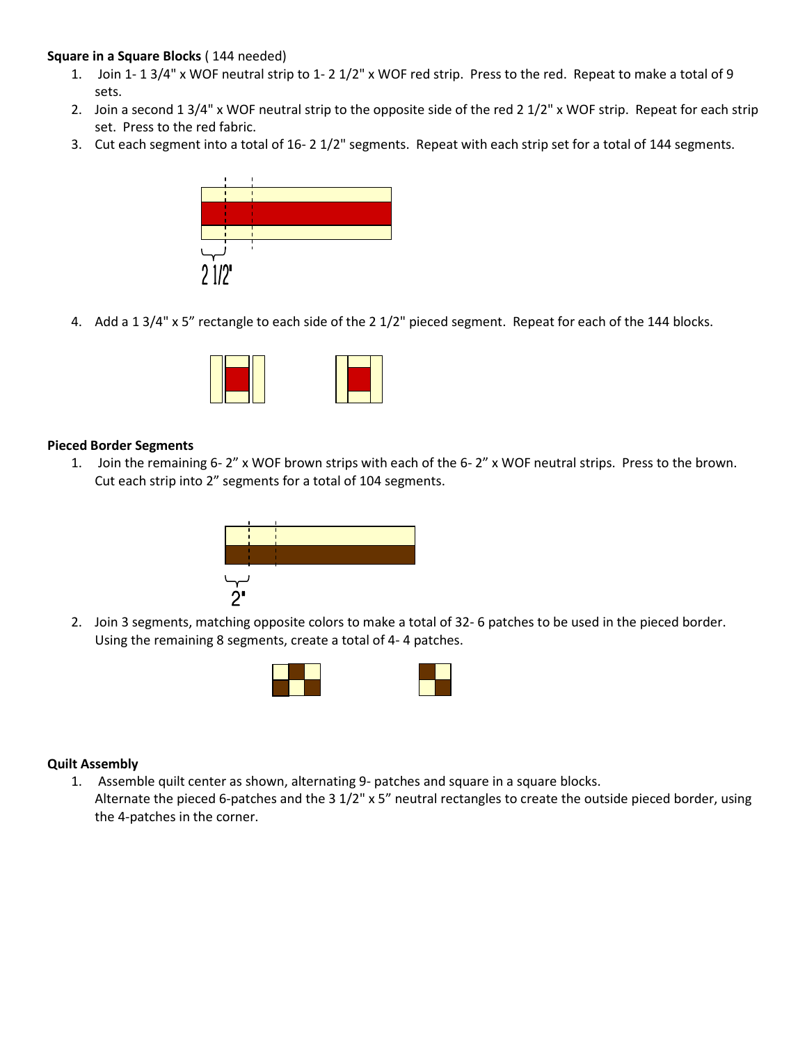**Square in a Square Blocks** ( 144 needed)

1. Join 1- 1 3/4" x WOF neutral strip to 1- 2 1/2" x WOF red strip. Press to the red. Repeat to make a total of 9 sets.
2. Join a second 1 3/4" x WOF neutral strip to the opposite side of the red 2 1/2" x WOF strip. Repeat for each strip set. Press to the red fabric.
3. Cut each segment into a total of 16- 2 1/2" segments. Repeat with each strip set for a total of 144 segments.

2 1/2"

4. Add a 1 3/4" x 5" rectangle to each side of the 2 1/2" pieced segment. Repeat for each of the 144 blocks.

**Pieced Border Segments**

1. Join the remaining 6- 2" x WOF brown strips with each of the 6- 2" x WOF neutral strips. Press to the brown. Cut each strip into 2" segments for a total of 104 segments.

2"

2. Join 3 segments, matching opposite colors to make a total of 32- 6 patches to be used in the pieced border. Using the remaining 8 segments, create a total of 4- 4 patches.

**Quilt Assembly**

1. Assemble quilt center as shown, alternating 9- patches and square in a square blocks.
   Alternate the pieced 6-patches and the 3 1/2" x 5" neutral rectangles to create the outside pieced border, using the 4-patches in the corner.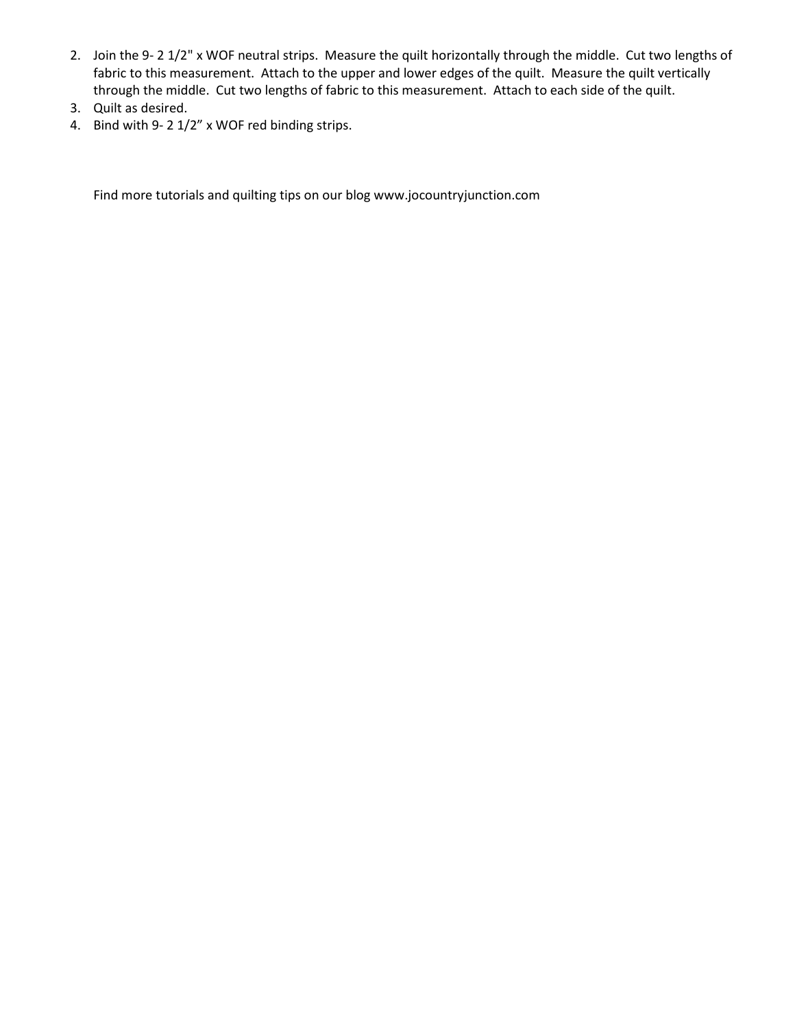2. Join the 9- 2 1/2" x WOF neutral strips. Measure the quilt horizontally through the middle. Cut two lengths of fabric to this measurement. Attach to the upper and lower edges of the quilt. Measure the quilt vertically through the middle. Cut two lengths of fabric to this measurement. Attach to each side of the quilt.
3. Quilt as desired.
4. Bind with 9- 2 1/2" x WOF red binding strips.

Find more tutorials and quilting tips on our blog www.jocountryjunction.com